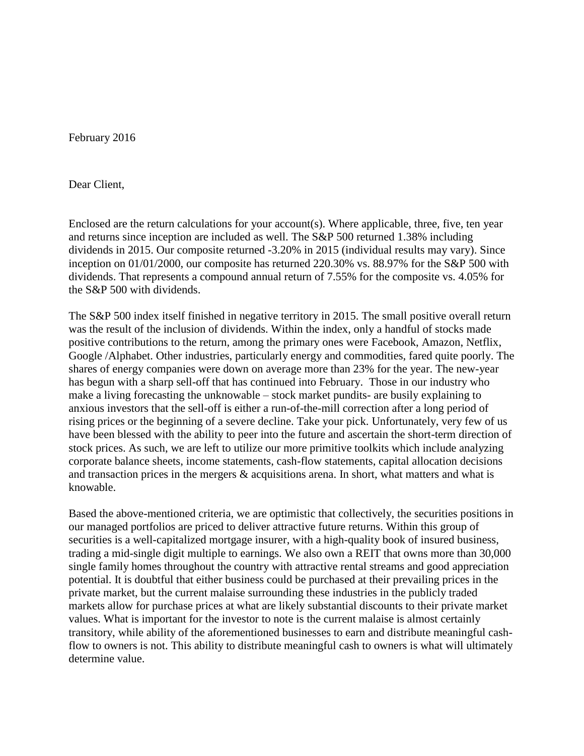February 2016

Dear Client,

Enclosed are the return calculations for your account(s). Where applicable, three, five, ten year and returns since inception are included as well. The S&P 500 returned 1.38% including dividends in 2015. Our composite returned -3.20% in 2015 (individual results may vary). Since inception on 01/01/2000, our composite has returned 220.30% vs. 88.97% for the S&P 500 with dividends. That represents a compound annual return of 7.55% for the composite vs. 4.05% for the S&P 500 with dividends.

The S&P 500 index itself finished in negative territory in 2015. The small positive overall return was the result of the inclusion of dividends. Within the index, only a handful of stocks made positive contributions to the return, among the primary ones were Facebook, Amazon, Netflix, Google /Alphabet. Other industries, particularly energy and commodities, fared quite poorly. The shares of energy companies were down on average more than 23% for the year. The new-year has begun with a sharp sell-off that has continued into February. Those in our industry who make a living forecasting the unknowable – stock market pundits- are busily explaining to anxious investors that the sell-off is either a run-of-the-mill correction after a long period of rising prices or the beginning of a severe decline. Take your pick. Unfortunately, very few of us have been blessed with the ability to peer into the future and ascertain the short-term direction of stock prices. As such, we are left to utilize our more primitive toolkits which include analyzing corporate balance sheets, income statements, cash-flow statements, capital allocation decisions and transaction prices in the mergers & acquisitions arena. In short, what matters and what is knowable.

Based the above-mentioned criteria, we are optimistic that collectively, the securities positions in our managed portfolios are priced to deliver attractive future returns. Within this group of securities is a well-capitalized mortgage insurer, with a high-quality book of insured business, trading a mid-single digit multiple to earnings. We also own a REIT that owns more than 30,000 single family homes throughout the country with attractive rental streams and good appreciation potential. It is doubtful that either business could be purchased at their prevailing prices in the private market, but the current malaise surrounding these industries in the publicly traded markets allow for purchase prices at what are likely substantial discounts to their private market values. What is important for the investor to note is the current malaise is almost certainly transitory, while ability of the aforementioned businesses to earn and distribute meaningful cash-flow to owners is not. This ability to distribute meaningful cash to owners is what will ultimately determine value.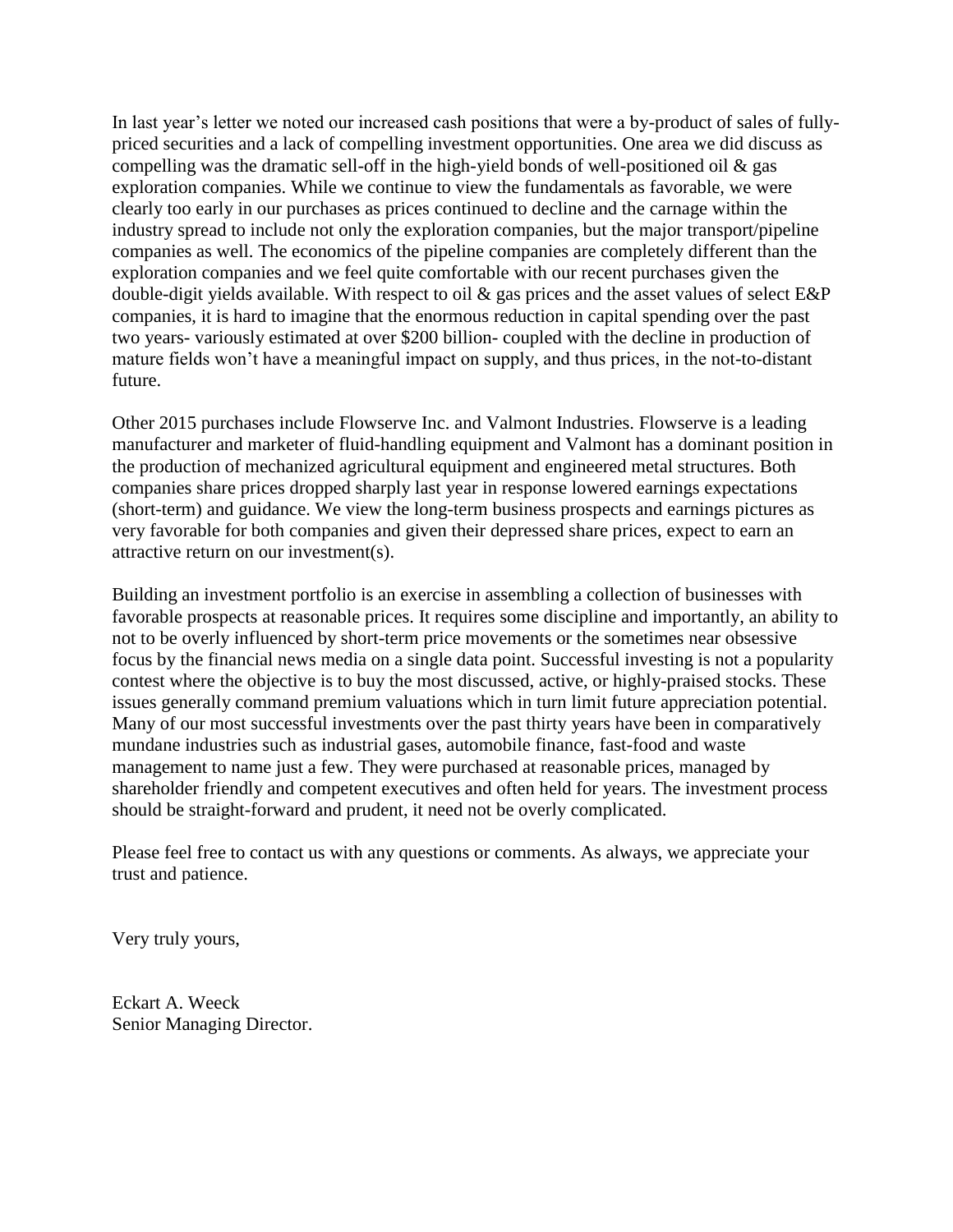In last year's letter we noted our increased cash positions that were a by-product of sales of fully-priced securities and a lack of compelling investment opportunities. One area we did discuss as compelling was the dramatic sell-off in the high-yield bonds of well-positioned oil & gas exploration companies. While we continue to view the fundamentals as favorable, we were clearly too early in our purchases as prices continued to decline and the carnage within the industry spread to include not only the exploration companies, but the major transport/pipeline companies as well. The economics of the pipeline companies are completely different than the exploration companies and we feel quite comfortable with our recent purchases given the double-digit yields available. With respect to oil & gas prices and the asset values of select E&P companies, it is hard to imagine that the enormous reduction in capital spending over the past two years- variously estimated at over $200 billion- coupled with the decline in production of mature fields won't have a meaningful impact on supply, and thus prices, in the not-to-distant future.

Other 2015 purchases include Flowserve Inc. and Valmont Industries. Flowserve is a leading manufacturer and marketer of fluid-handling equipment and Valmont has a dominant position in the production of mechanized agricultural equipment and engineered metal structures. Both companies share prices dropped sharply last year in response lowered earnings expectations (short-term) and guidance. We view the long-term business prospects and earnings pictures as very favorable for both companies and given their depressed share prices, expect to earn an attractive return on our investment(s).

Building an investment portfolio is an exercise in assembling a collection of businesses with favorable prospects at reasonable prices. It requires some discipline and importantly, an ability to not to be overly influenced by short-term price movements or the sometimes near obsessive focus by the financial news media on a single data point. Successful investing is not a popularity contest where the objective is to buy the most discussed, active, or highly-praised stocks. These issues generally command premium valuations which in turn limit future appreciation potential. Many of our most successful investments over the past thirty years have been in comparatively mundane industries such as industrial gases, automobile finance, fast-food and waste management to name just a few. They were purchased at reasonable prices, managed by shareholder friendly and competent executives and often held for years. The investment process should be straight-forward and prudent, it need not be overly complicated.

Please feel free to contact us with any questions or comments. As always, we appreciate your trust and patience.

Very truly yours,

Eckart A. Weeck
Senior Managing Director.